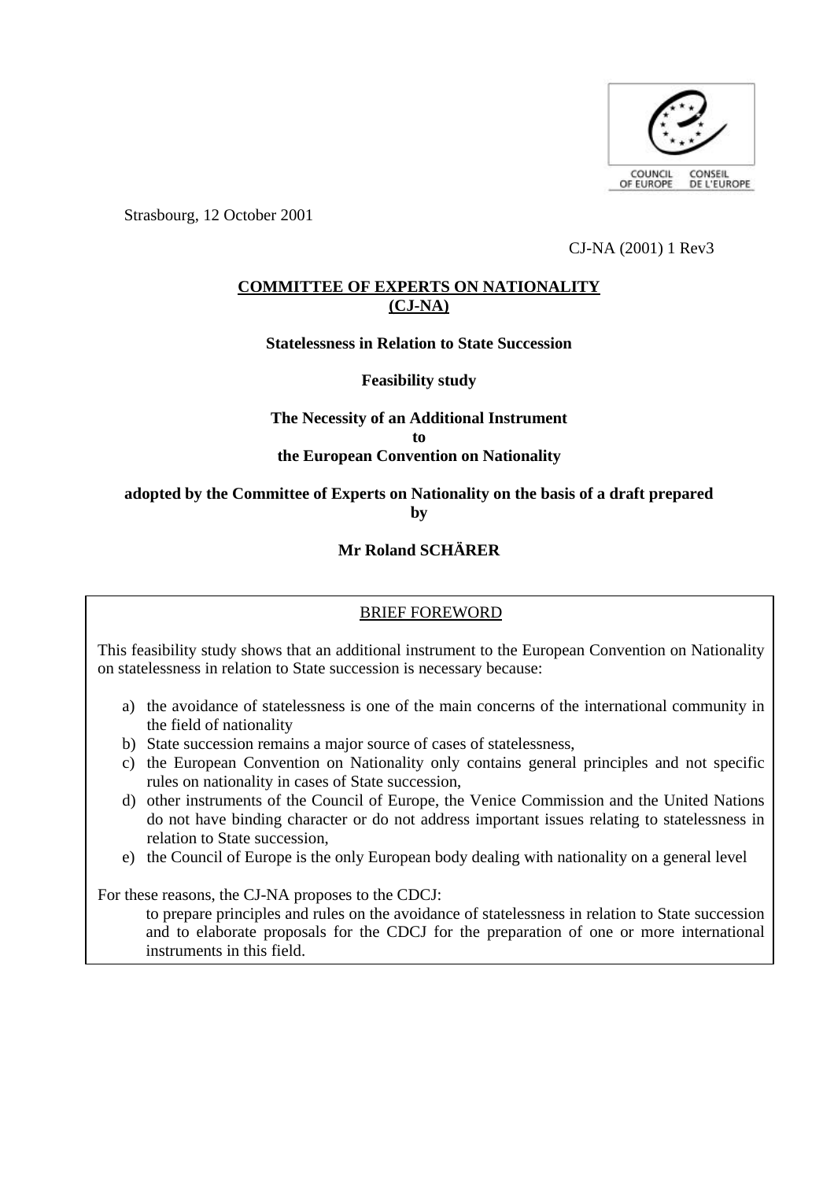Strasbourg, 12 October 2001

CJ-NA (2001) 1 Rev3

**COMMITTEE OF EXPERTS ON NATIONALITY (CJ-NA)**

**Statelessness in Relation to State Succession**

**Feasibility study**

**The Necessity of an Additional Instrument to the European Convention on Nationality**

**adopted by the Committee of Experts on Nationality on the basis of a draft prepared by**

**Mr Roland SCHÄRER**

BRIEF FOREWORD

This feasibility study shows that an additional instrument to the European Convention on Nationality on statelessness in relation to State succession is necessary because:

a) the avoidance of statelessness is one of the main concerns of the international community in the field of nationality
b) State succession remains a major source of cases of statelessness,
c) the European Convention on Nationality only contains general principles and not specific rules on nationality in cases of State succession,
d) other instruments of the Council of Europe, the Venice Commission and the United Nations do not have binding character or do not address important issues relating to statelessness in relation to State succession,
e) the Council of Europe is the only European body dealing with nationality on a general level

For these reasons, the CJ-NA proposes to the CDCJ:

to prepare principles and rules on the avoidance of statelessness in relation to State succession and to elaborate proposals for the CDCJ for the preparation of one or more international instruments in this field.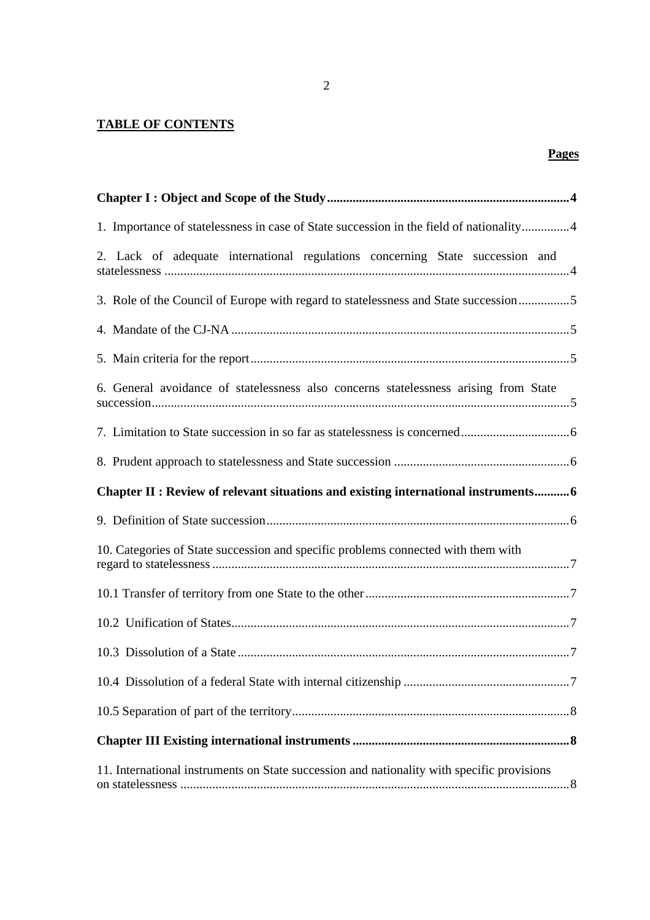**TABLE OF CONTENTS**

**Pages**

**Chapter I : Object and Scope of the Study** ........ **4**

1. Importance of statelessness in case of State succession in the field of nationality ........ 4

2. Lack of adequate international regulations concerning State succession and statelessness ........ 4

3. Role of the Council of Europe with regard to statelessness and State succession ........ 5

4. Mandate of the CJ-NA ........ 5

5. Main criteria for the report ........ 5

6. General avoidance of statelessness also concerns statelessness arising from State succession ........ 5

7. Limitation to State succession in so far as statelessness is concerned ........ 6

8. Prudent approach to statelessness and State succession ........ 6

**Chapter II : Review of relevant situations and existing international instruments** ........ **6**

9. Definition of State succession ........ 6

10. Categories of State succession and specific problems connected with them with regard to statelessness ........ 7

10.1 Transfer of territory from one State to the other ........ 7

10.2 Unification of States ........ 7

10.3 Dissolution of a State ........ 7

10.4 Dissolution of a federal State with internal citizenship ........ 7

10.5 Separation of part of the territory ........ 8

**Chapter III Existing international instruments** ........ **8**

11. International instruments on State succession and nationality with specific provisions on statelessness ........ 8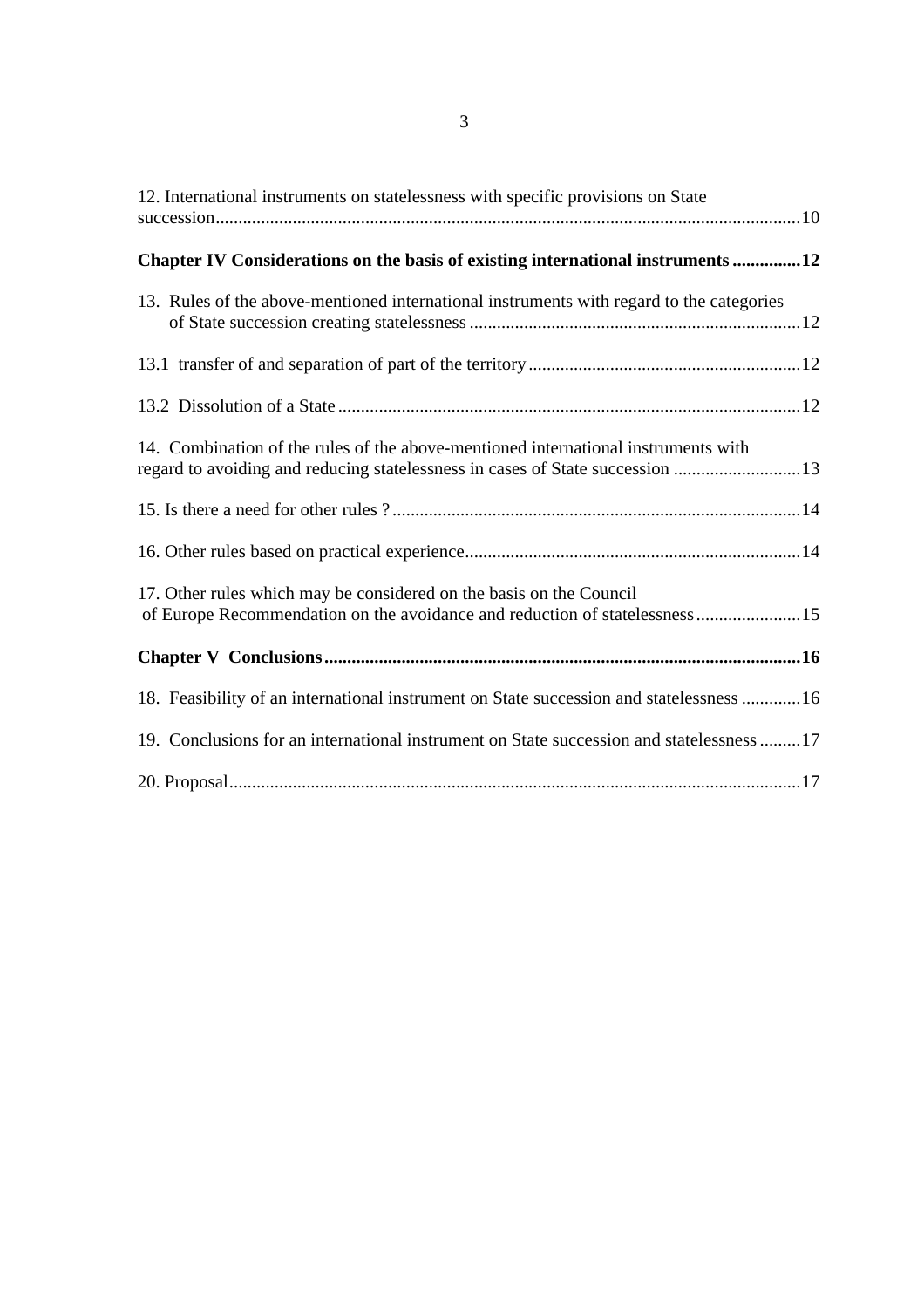12. International instruments on statelessness with specific provisions on State succession.......................................................................................................................10

**Chapter IV Considerations on the basis of existing international instruments ..............12**

13. Rules of the above-mentioned international instruments with regard to the categories of State succession creating statelessness ........................................................................12

13.1 transfer of and separation of part of the territory...........................................................12

13.2 Dissolution of a State .....................................................................................................12

14. Combination of the rules of the above-mentioned international instruments with regard to avoiding and reducing statelessness in cases of State succession ............................13

15. Is there a need for other rules ? .........................................................................................14

16. Other rules based on practical experience.........................................................................14

17. Other rules which may be considered on the basis on the Council of Europe Recommendation on the avoidance and reduction of statelessness.......................15

**Chapter V Conclusions.......................................................................................................16**

18. Feasibility of an international instrument on State succession and statelessness .............16

19. Conclusions for an international instrument on State succession and statelessness .........17

20. Proposal............................................................................................................................17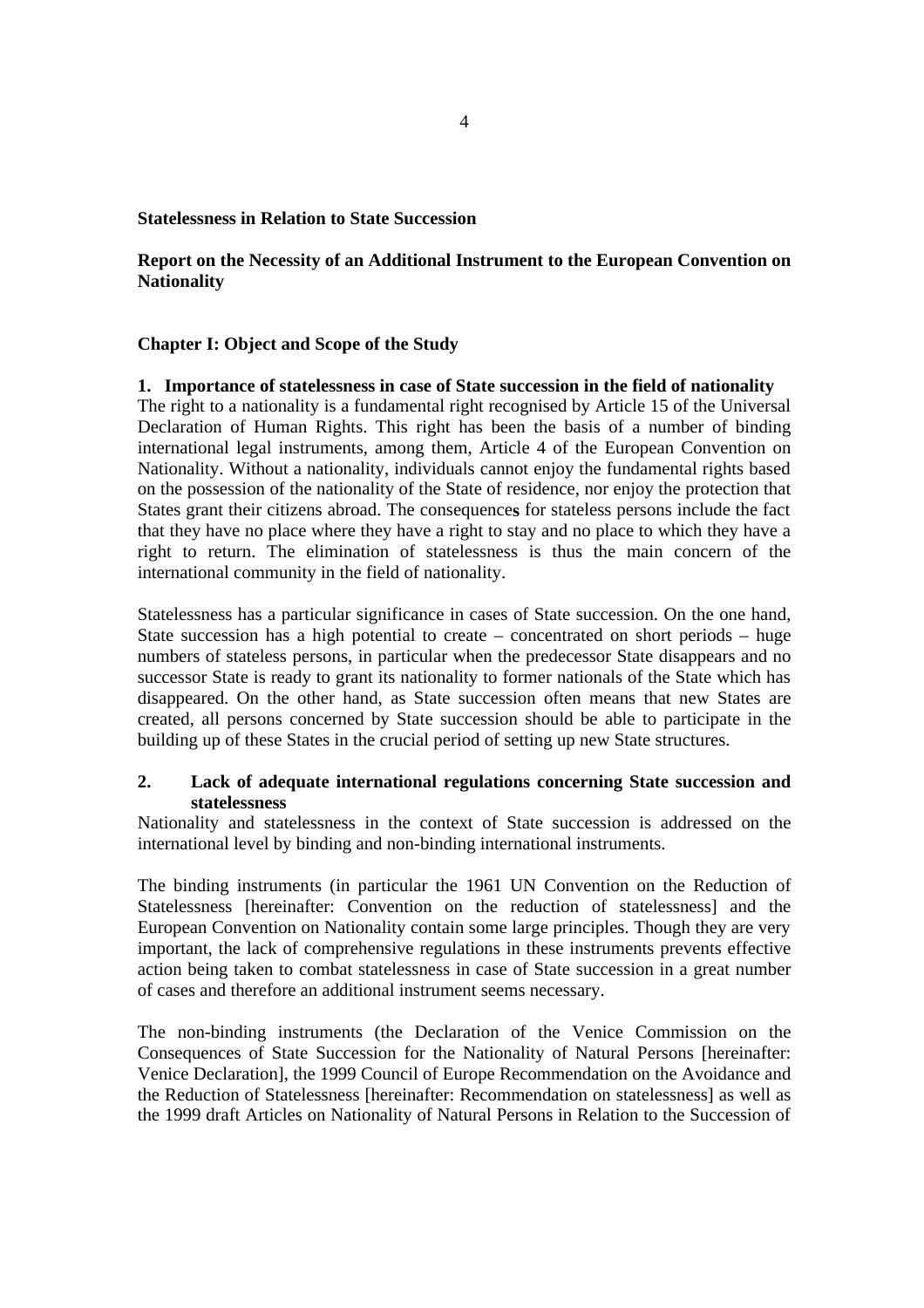**Statelessness in Relation to State Succession**

**Report on the Necessity of an Additional Instrument to the European Convention on Nationality**

## Chapter I: Object and Scope of the Study

### 1. Importance of statelessness in case of State succession in the field of nationality

The right to a nationality is a fundamental right recognised by Article 15 of the Universal Declaration of Human Rights. This right has been the basis of a number of binding international legal instruments, among them, Article 4 of the European Convention on Nationality. Without a nationality, individuals cannot enjoy the fundamental rights based on the possession of the nationality of the State of residence, nor enjoy the protection that States grant their citizens abroad. The consequences for stateless persons include the fact that they have no place where they have a right to stay and no place to which they have a right to return. The elimination of statelessness is thus the main concern of the international community in the field of nationality.

Statelessness has a particular significance in cases of State succession. On the one hand, State succession has a high potential to create – concentrated on short periods – huge numbers of stateless persons, in particular when the predecessor State disappears and no successor State is ready to grant its nationality to former nationals of the State which has disappeared. On the other hand, as State succession often means that new States are created, all persons concerned by State succession should be able to participate in the building up of these States in the crucial period of setting up new State structures.

### 2. Lack of adequate international regulations concerning State succession and statelessness

Nationality and statelessness in the context of State succession is addressed on the international level by binding and non-binding international instruments.

The binding instruments (in particular the 1961 UN Convention on the Reduction of Statelessness [hereinafter: Convention on the reduction of statelessness] and the European Convention on Nationality contain some large principles. Though they are very important, the lack of comprehensive regulations in these instruments prevents effective action being taken to combat statelessness in case of State succession in a great number of cases and therefore an additional instrument seems necessary.

The non-binding instruments (the Declaration of the Venice Commission on the Consequences of State Succession for the Nationality of Natural Persons [hereinafter: Venice Declaration], the 1999 Council of Europe Recommendation on the Avoidance and the Reduction of Statelessness [hereinafter: Recommendation on statelessness] as well as the 1999 draft Articles on Nationality of Natural Persons in Relation to the Succession of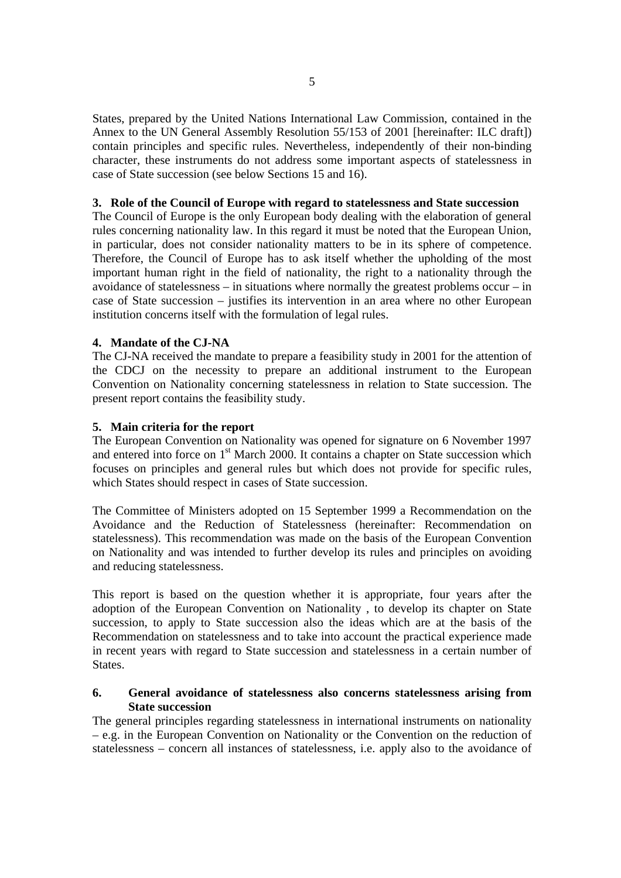States, prepared by the United Nations International Law Commission, contained in the Annex to the UN General Assembly Resolution 55/153 of 2001 [hereinafter: ILC draft]) contain principles and specific rules. Nevertheless, independently of their non-binding character, these instruments do not address some important aspects of statelessness in case of State succession (see below Sections 15 and 16).

**3. Role of the Council of Europe with regard to statelessness and State succession**

The Council of Europe is the only European body dealing with the elaboration of general rules concerning nationality law. In this regard it must be noted that the European Union, in particular, does not consider nationality matters to be in its sphere of competence. Therefore, the Council of Europe has to ask itself whether the upholding of the most important human right in the field of nationality, the right to a nationality through the avoidance of statelessness – in situations where normally the greatest problems occur – in case of State succession – justifies its intervention in an area where no other European institution concerns itself with the formulation of legal rules.

**4. Mandate of the CJ-NA**

The CJ-NA received the mandate to prepare a feasibility study in 2001 for the attention of the CDCJ on the necessity to prepare an additional instrument to the European Convention on Nationality concerning statelessness in relation to State succession. The present report contains the feasibility study.

**5. Main criteria for the report**

The European Convention on Nationality was opened for signature on 6 November 1997 and entered into force on 1st March 2000. It contains a chapter on State succession which focuses on principles and general rules but which does not provide for specific rules, which States should respect in cases of State succession.

The Committee of Ministers adopted on 15 September 1999 a Recommendation on the Avoidance and the Reduction of Statelessness (hereinafter: Recommendation on statelessness). This recommendation was made on the basis of the European Convention on Nationality and was intended to further develop its rules and principles on avoiding and reducing statelessness.

This report is based on the question whether it is appropriate, four years after the adoption of the European Convention on Nationality , to develop its chapter on State succession, to apply to State succession also the ideas which are at the basis of the Recommendation on statelessness and to take into account the practical experience made in recent years with regard to State succession and statelessness in a certain number of States.

**6. General avoidance of statelessness also concerns statelessness arising from State succession**

The general principles regarding statelessness in international instruments on nationality – e.g. in the European Convention on Nationality or the Convention on the reduction of statelessness – concern all instances of statelessness, i.e. apply also to the avoidance of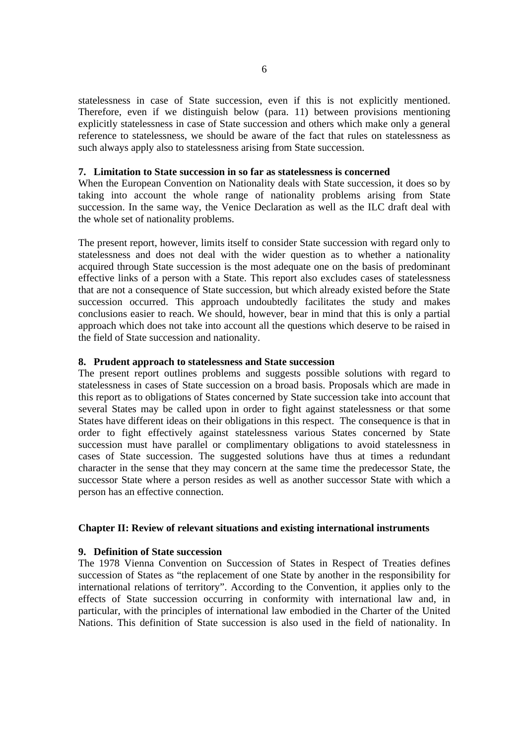statelessness in case of State succession, even if this is not explicitly mentioned. Therefore, even if we distinguish below (para. 11) between provisions mentioning explicitly statelessness in case of State succession and others which make only a general reference to statelessness, we should be aware of the fact that rules on statelessness as such always apply also to statelessness arising from State succession.

### 7. Limitation to State succession in so far as statelessness is concerned

When the European Convention on Nationality deals with State succession, it does so by taking into account the whole range of nationality problems arising from State succession. In the same way, the Venice Declaration as well as the ILC draft deal with the whole set of nationality problems.

The present report, however, limits itself to consider State succession with regard only to statelessness and does not deal with the wider question as to whether a nationality acquired through State succession is the most adequate one on the basis of predominant effective links of a person with a State. This report also excludes cases of statelessness that are not a consequence of State succession, but which already existed before the State succession occurred. This approach undoubtedly facilitates the study and makes conclusions easier to reach. We should, however, bear in mind that this is only a partial approach which does not take into account all the questions which deserve to be raised in the field of State succession and nationality.

### 8. Prudent approach to statelessness and State succession

The present report outlines problems and suggests possible solutions with regard to statelessness in cases of State succession on a broad basis. Proposals which are made in this report as to obligations of States concerned by State succession take into account that several States may be called upon in order to fight against statelessness or that some States have different ideas on their obligations in this respect. The consequence is that in order to fight effectively against statelessness various States concerned by State succession must have parallel or complimentary obligations to avoid statelessness in cases of State succession. The suggested solutions have thus at times a redundant character in the sense that they may concern at the same time the predecessor State, the successor State where a person resides as well as another successor State with which a person has an effective connection.

## Chapter II: Review of relevant situations and existing international instruments

### 9. Definition of State succession

The 1978 Vienna Convention on Succession of States in Respect of Treaties defines succession of States as "the replacement of one State by another in the responsibility for international relations of territory". According to the Convention, it applies only to the effects of State succession occurring in conformity with international law and, in particular, with the principles of international law embodied in the Charter of the United Nations. This definition of State succession is also used in the field of nationality. In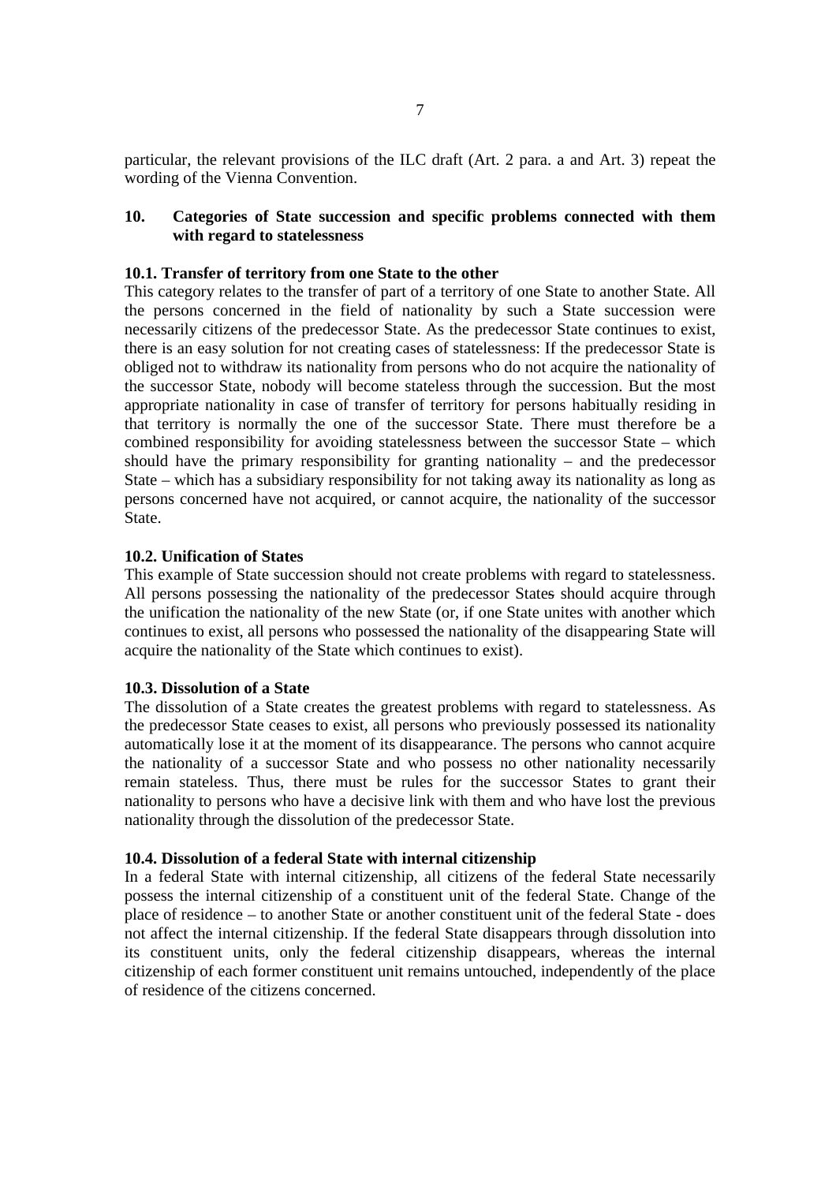particular, the relevant provisions of the ILC draft (Art. 2 para. a and Art. 3) repeat the wording of the Vienna Convention.

## 10. Categories of State succession and specific problems connected with them with regard to statelessness

### 10.1. Transfer of territory from one State to the other

This category relates to the transfer of part of a territory of one State to another State. All the persons concerned in the field of nationality by such a State succession were necessarily citizens of the predecessor State. As the predecessor State continues to exist, there is an easy solution for not creating cases of statelessness: If the predecessor State is obliged not to withdraw its nationality from persons who do not acquire the nationality of the successor State, nobody will become stateless through the succession. But the most appropriate nationality in case of transfer of territory for persons habitually residing in that territory is normally the one of the successor State. There must therefore be a combined responsibility for avoiding statelessness between the successor State – which should have the primary responsibility for granting nationality – and the predecessor State – which has a subsidiary responsibility for not taking away its nationality as long as persons concerned have not acquired, or cannot acquire, the nationality of the successor State.

### 10.2. Unification of States

This example of State succession should not create problems with regard to statelessness. All persons possessing the nationality of the predecessor States should acquire through the unification the nationality of the new State (or, if one State unites with another which continues to exist, all persons who possessed the nationality of the disappearing State will acquire the nationality of the State which continues to exist).

### 10.3. Dissolution of a State

The dissolution of a State creates the greatest problems with regard to statelessness. As the predecessor State ceases to exist, all persons who previously possessed its nationality automatically lose it at the moment of its disappearance. The persons who cannot acquire the nationality of a successor State and who possess no other nationality necessarily remain stateless. Thus, there must be rules for the successor States to grant their nationality to persons who have a decisive link with them and who have lost the previous nationality through the dissolution of the predecessor State.

### 10.4. Dissolution of a federal State with internal citizenship

In a federal State with internal citizenship, all citizens of the federal State necessarily possess the internal citizenship of a constituent unit of the federal State. Change of the place of residence – to another State or another constituent unit of the federal State - does not affect the internal citizenship. If the federal State disappears through dissolution into its constituent units, only the federal citizenship disappears, whereas the internal citizenship of each former constituent unit remains untouched, independently of the place of residence of the citizens concerned.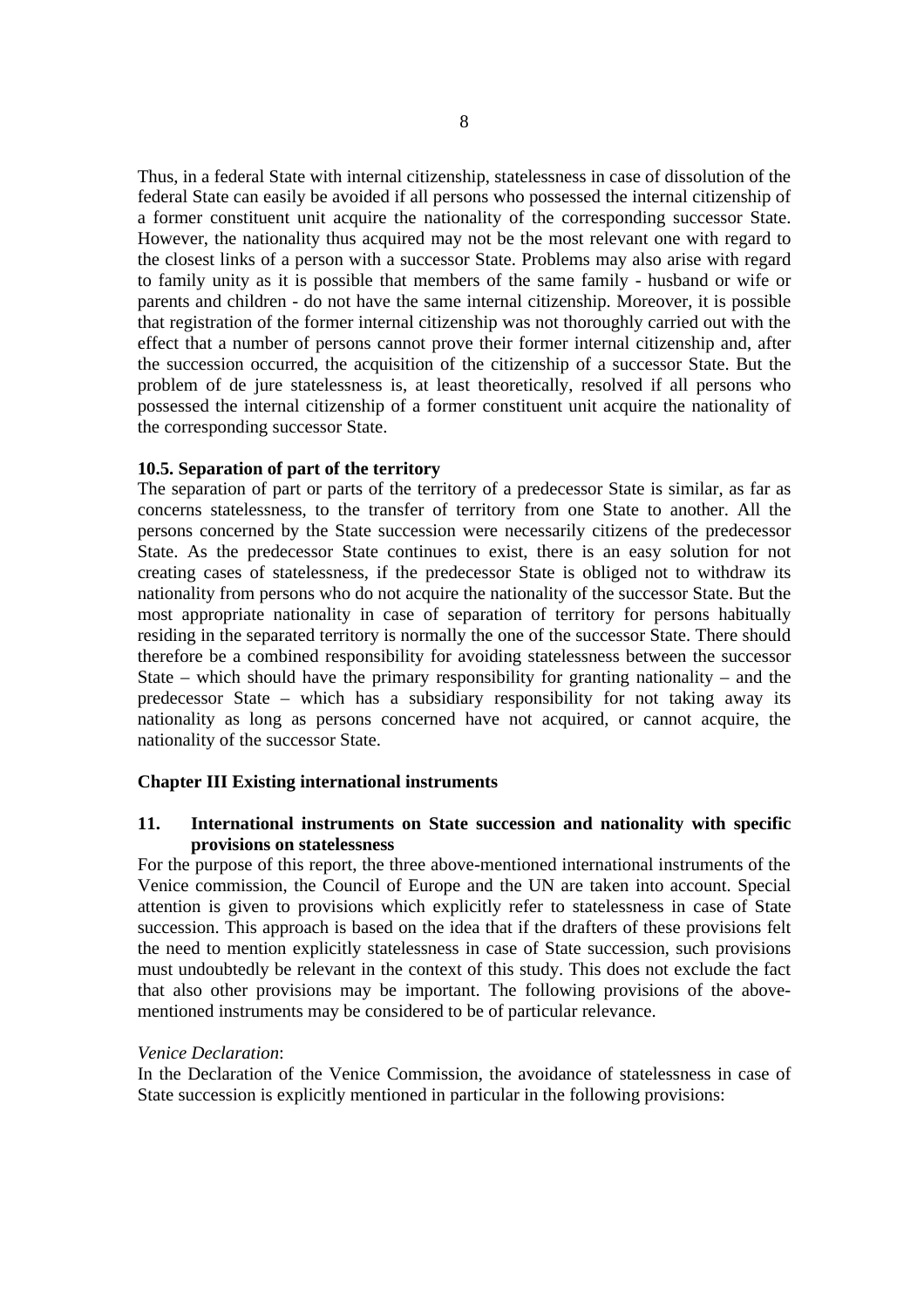Thus, in a federal State with internal citizenship, statelessness in case of dissolution of the federal State can easily be avoided if all persons who possessed the internal citizenship of a former constituent unit acquire the nationality of the corresponding successor State. However, the nationality thus acquired may not be the most relevant one with regard to the closest links of a person with a successor State. Problems may also arise with regard to family unity as it is possible that members of the same family - husband or wife or parents and children - do not have the same internal citizenship. Moreover, it is possible that registration of the former internal citizenship was not thoroughly carried out with the effect that a number of persons cannot prove their former internal citizenship and, after the succession occurred, the acquisition of the citizenship of a successor State. But the problem of de jure statelessness is, at least theoretically, resolved if all persons who possessed the internal citizenship of a former constituent unit acquire the nationality of the corresponding successor State.

### 10.5. Separation of part of the territory

The separation of part or parts of the territory of a predecessor State is similar, as far as concerns statelessness, to the transfer of territory from one State to another. All the persons concerned by the State succession were necessarily citizens of the predecessor State. As the predecessor State continues to exist, there is an easy solution for not creating cases of statelessness, if the predecessor State is obliged not to withdraw its nationality from persons who do not acquire the nationality of the successor State. But the most appropriate nationality in case of separation of territory for persons habitually residing in the separated territory is normally the one of the successor State. There should therefore be a combined responsibility for avoiding statelessness between the successor State – which should have the primary responsibility for granting nationality – and the predecessor State – which has a subsidiary responsibility for not taking away its nationality as long as persons concerned have not acquired, or cannot acquire, the nationality of the successor State.

## Chapter III Existing international instruments

### 11. International instruments on State succession and nationality with specific provisions on statelessness

For the purpose of this report, the three above-mentioned international instruments of the Venice commission, the Council of Europe and the UN are taken into account. Special attention is given to provisions which explicitly refer to statelessness in case of State succession. This approach is based on the idea that if the drafters of these provisions felt the need to mention explicitly statelessness in case of State succession, such provisions must undoubtedly be relevant in the context of this study. This does not exclude the fact that also other provisions may be important. The following provisions of the above-mentioned instruments may be considered to be of particular relevance.

*Venice Declaration*:

In the Declaration of the Venice Commission, the avoidance of statelessness in case of State succession is explicitly mentioned in particular in the following provisions: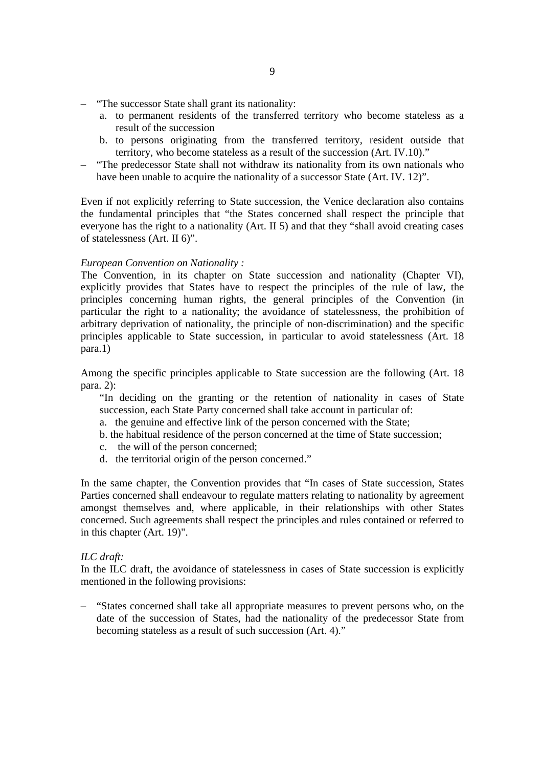– “The successor State shall grant its nationality:
  a. to permanent residents of the transferred territory who become stateless as a result of the succession
  b. to persons originating from the transferred territory, resident outside that territory, who become stateless as a result of the succession (Art. IV.10).”
– “The predecessor State shall not withdraw its nationality from its own nationals who have been unable to acquire the nationality of a successor State (Art. IV. 12)”.

Even if not explicitly referring to State succession, the Venice declaration also contains the fundamental principles that “the States concerned shall respect the principle that everyone has the right to a nationality (Art. II 5) and that they “shall avoid creating cases of statelessness (Art. II 6)”.

*European Convention on Nationality :*
The Convention, in its chapter on State succession and nationality (Chapter VI), explicitly provides that States have to respect the principles of the rule of law, the principles concerning human rights, the general principles of the Convention (in particular the right to a nationality; the avoidance of statelessness, the prohibition of arbitrary deprivation of nationality, the principle of non-discrimination) and the specific principles applicable to State succession, in particular to avoid statelessness (Art. 18 para.1)

Among the specific principles applicable to State succession are the following (Art. 18 para. 2):

> “In deciding on the granting or the retention of nationality in cases of State succession, each State Party concerned shall take account in particular of:
> a. the genuine and effective link of the person concerned with the State;
> b. the habitual residence of the person concerned at the time of State succession;
> c. the will of the person concerned;
> d. the territorial origin of the person concerned.”

In the same chapter, the Convention provides that “In cases of State succession, States Parties concerned shall endeavour to regulate matters relating to nationality by agreement amongst themselves and, where applicable, in their relationships with other States concerned. Such agreements shall respect the principles and rules contained or referred to in this chapter (Art. 19)".

*ILC draft:*
In the ILC draft, the avoidance of statelessness in cases of State succession is explicitly mentioned in the following provisions:

– “States concerned shall take all appropriate measures to prevent persons who, on the date of the succession of States, had the nationality of the predecessor State from becoming stateless as a result of such succession (Art. 4).”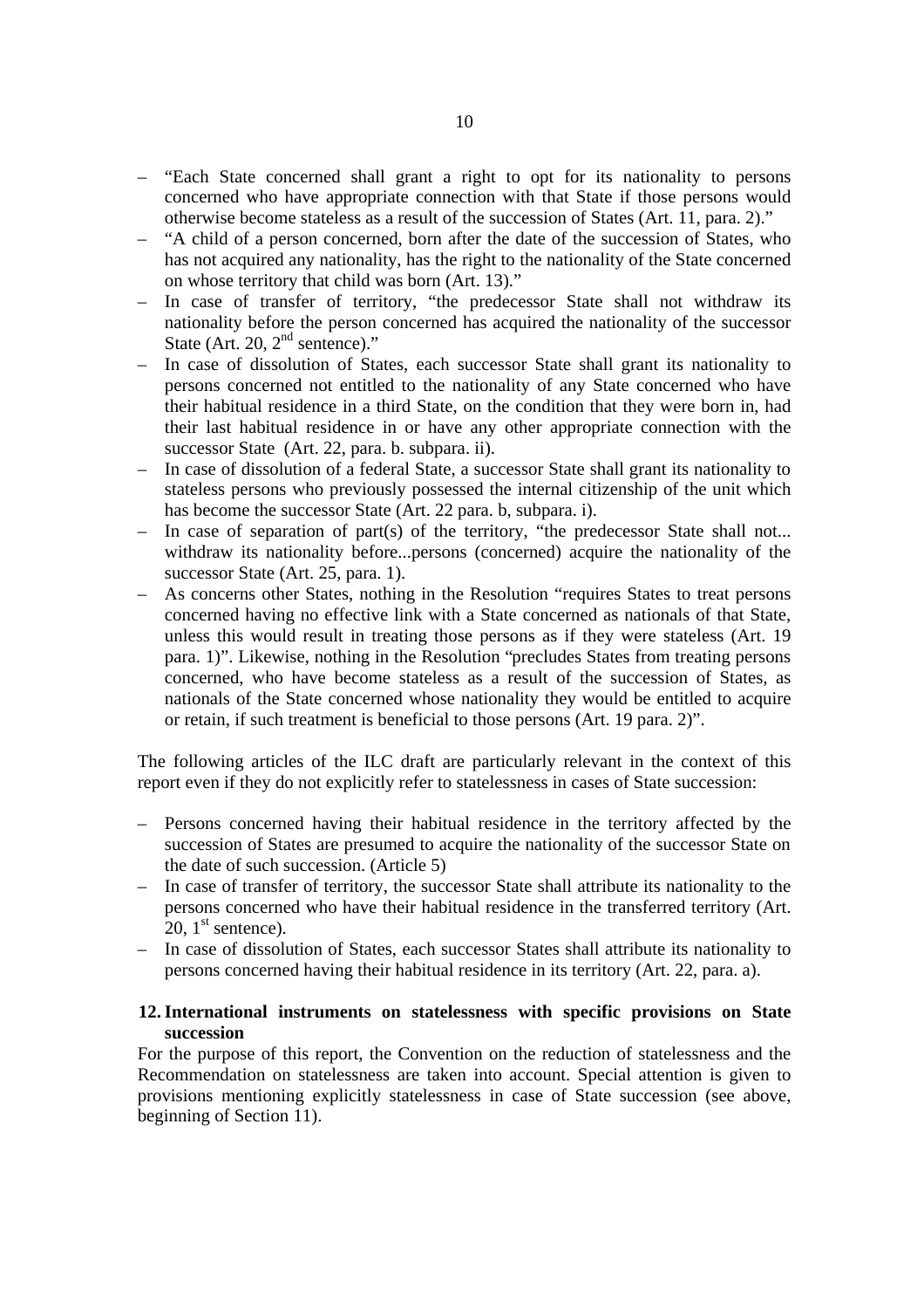- "Each State concerned shall grant a right to opt for its nationality to persons concerned who have appropriate connection with that State if those persons would otherwise become stateless as a result of the succession of States (Art. 11, para. 2)."
- "A child of a person concerned, born after the date of the succession of States, who has not acquired any nationality, has the right to the nationality of the State concerned on whose territory that child was born (Art. 13)."
- In case of transfer of territory, "the predecessor State shall not withdraw its nationality before the person concerned has acquired the nationality of the successor State (Art. 20, 2nd sentence)."
- In case of dissolution of States, each successor State shall grant its nationality to persons concerned not entitled to the nationality of any State concerned who have their habitual residence in a third State, on the condition that they were born in, had their last habitual residence in or have any other appropriate connection with the successor State (Art. 22, para. b. subpara. ii).
- In case of dissolution of a federal State, a successor State shall grant its nationality to stateless persons who previously possessed the internal citizenship of the unit which has become the successor State (Art. 22 para. b, subpara. i).
- In case of separation of part(s) of the territory, "the predecessor State shall not... withdraw its nationality before...persons (concerned) acquire the nationality of the successor State (Art. 25, para. 1).
- As concerns other States, nothing in the Resolution "requires States to treat persons concerned having no effective link with a State concerned as nationals of that State, unless this would result in treating those persons as if they were stateless (Art. 19 para. 1)". Likewise, nothing in the Resolution "precludes States from treating persons concerned, who have become stateless as a result of the succession of States, as nationals of the State concerned whose nationality they would be entitled to acquire or retain, if such treatment is beneficial to those persons (Art. 19 para. 2)".

The following articles of the ILC draft are particularly relevant in the context of this report even if they do not explicitly refer to statelessness in cases of State succession:

- Persons concerned having their habitual residence in the territory affected by the succession of States are presumed to acquire the nationality of the successor State on the date of such succession. (Article 5)
- In case of transfer of territory, the successor State shall attribute its nationality to the persons concerned who have their habitual residence in the transferred territory (Art. 20, 1st sentence).
- In case of dissolution of States, each successor States shall attribute its nationality to persons concerned having their habitual residence in its territory (Art. 22, para. a).

## 12. International instruments on statelessness with specific provisions on State succession

For the purpose of this report, the Convention on the reduction of statelessness and the Recommendation on statelessness are taken into account. Special attention is given to provisions mentioning explicitly statelessness in case of State succession (see above, beginning of Section 11).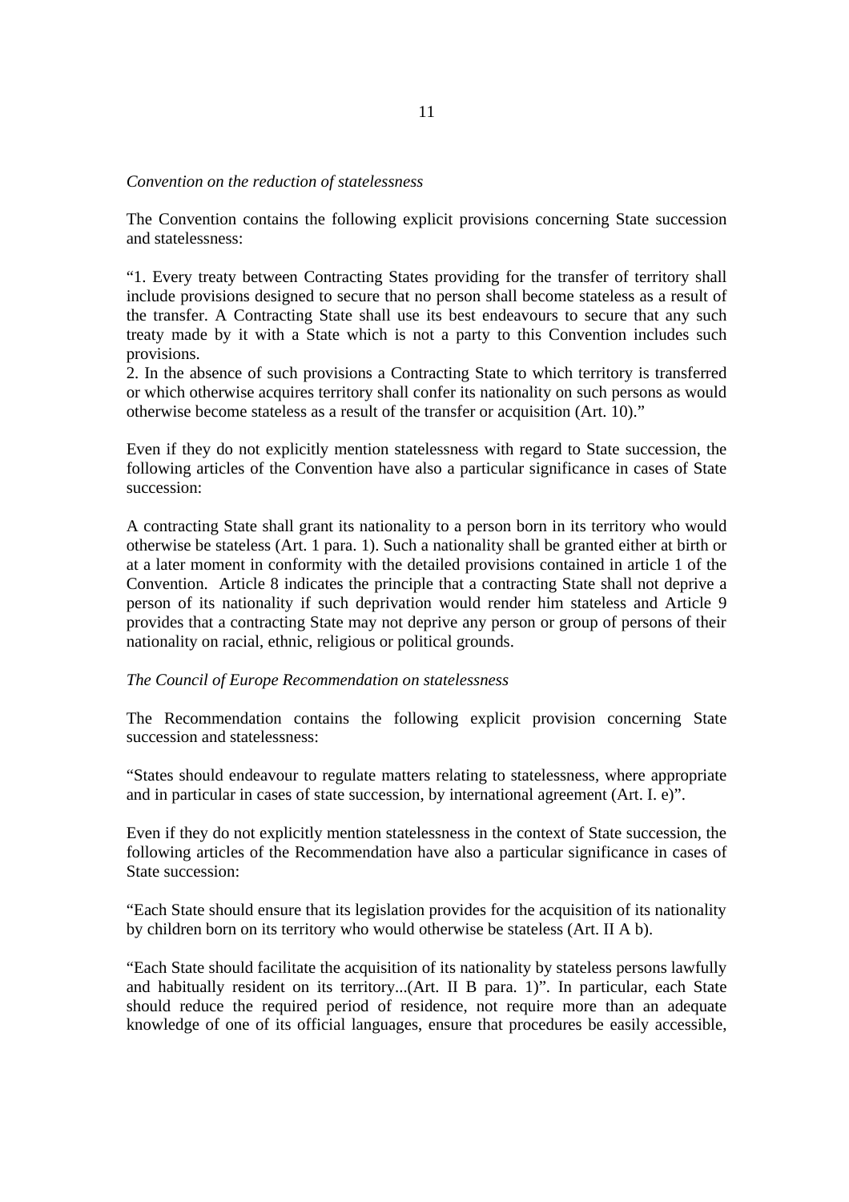*Convention on the reduction of statelessness*

The Convention contains the following explicit provisions concerning State succession and statelessness:

"1. Every treaty between Contracting States providing for the transfer of territory shall include provisions designed to secure that no person shall become stateless as a result of the transfer. A Contracting State shall use its best endeavours to secure that any such treaty made by it with a State which is not a party to this Convention includes such provisions.
2. In the absence of such provisions a Contracting State to which territory is transferred or which otherwise acquires territory shall confer its nationality on such persons as would otherwise become stateless as a result of the transfer or acquisition (Art. 10)."

Even if they do not explicitly mention statelessness with regard to State succession, the following articles of the Convention have also a particular significance in cases of State succession:

A contracting State shall grant its nationality to a person born in its territory who would otherwise be stateless (Art. 1 para. 1). Such a nationality shall be granted either at birth or at a later moment in conformity with the detailed provisions contained in article 1 of the Convention. Article 8 indicates the principle that a contracting State shall not deprive a person of its nationality if such deprivation would render him stateless and Article 9 provides that a contracting State may not deprive any person or group of persons of their nationality on racial, ethnic, religious or political grounds.

*The Council of Europe Recommendation on statelessness*

The Recommendation contains the following explicit provision concerning State succession and statelessness:

"States should endeavour to regulate matters relating to statelessness, where appropriate and in particular in cases of state succession, by international agreement (Art. I. e)".

Even if they do not explicitly mention statelessness in the context of State succession, the following articles of the Recommendation have also a particular significance in cases of State succession:

"Each State should ensure that its legislation provides for the acquisition of its nationality by children born on its territory who would otherwise be stateless (Art. II A b).

"Each State should facilitate the acquisition of its nationality by stateless persons lawfully and habitually resident on its territory...(Art. II B para. 1)". In particular, each State should reduce the required period of residence, not require more than an adequate knowledge of one of its official languages, ensure that procedures be easily accessible,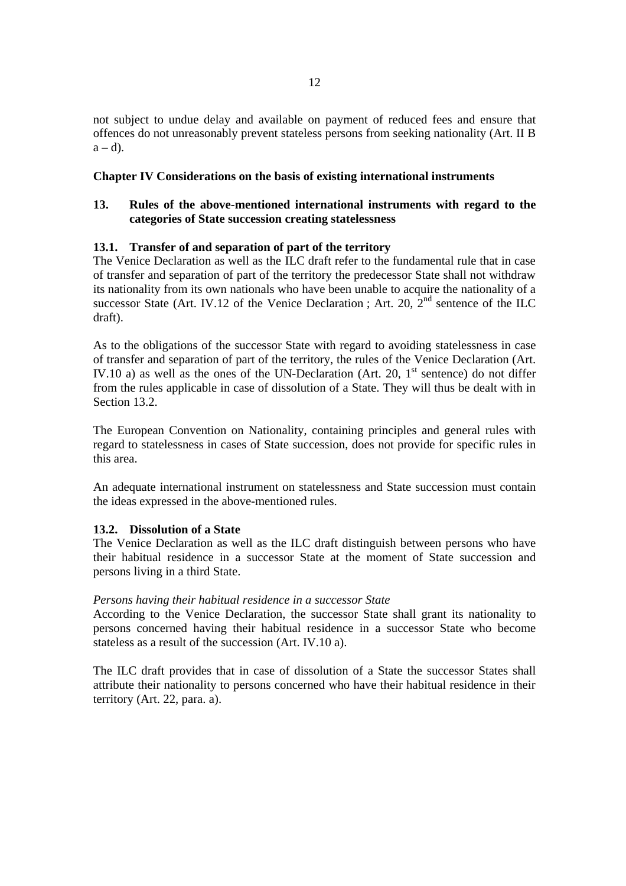not subject to undue delay and available on payment of reduced fees and ensure that offences do not unreasonably prevent stateless persons from seeking nationality (Art. II B a – d).

## Chapter IV Considerations on the basis of existing international instruments

### 13. Rules of the above-mentioned international instruments with regard to the categories of State succession creating statelessness

#### 13.1. Transfer of and separation of part of the territory

The Venice Declaration as well as the ILC draft refer to the fundamental rule that in case of transfer and separation of part of the territory the predecessor State shall not withdraw its nationality from its own nationals who have been unable to acquire the nationality of a successor State (Art. IV.12 of the Venice Declaration ; Art. 20, 2nd sentence of the ILC draft).

As to the obligations of the successor State with regard to avoiding statelessness in case of transfer and separation of part of the territory, the rules of the Venice Declaration (Art. IV.10 a) as well as the ones of the UN-Declaration (Art. 20, 1st sentence) do not differ from the rules applicable in case of dissolution of a State. They will thus be dealt with in Section 13.2.

The European Convention on Nationality, containing principles and general rules with regard to statelessness in cases of State succession, does not provide for specific rules in this area.

An adequate international instrument on statelessness and State succession must contain the ideas expressed in the above-mentioned rules.

#### 13.2. Dissolution of a State

The Venice Declaration as well as the ILC draft distinguish between persons who have their habitual residence in a successor State at the moment of State succession and persons living in a third State.

*Persons having their habitual residence in a successor State*

According to the Venice Declaration, the successor State shall grant its nationality to persons concerned having their habitual residence in a successor State who become stateless as a result of the succession (Art. IV.10 a).

The ILC draft provides that in case of dissolution of a State the successor States shall attribute their nationality to persons concerned who have their habitual residence in their territory (Art. 22, para. a).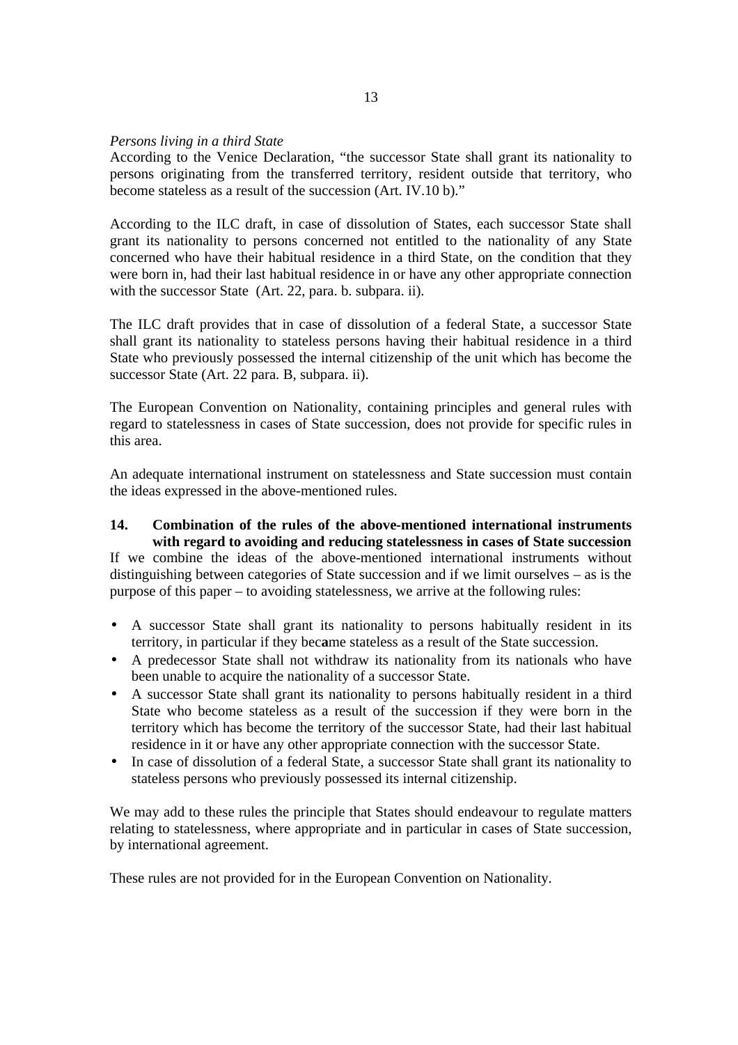*Persons living in a third State*

According to the Venice Declaration, "the successor State shall grant its nationality to persons originating from the transferred territory, resident outside that territory, who become stateless as a result of the succession (Art. IV.10 b)."

According to the ILC draft, in case of dissolution of States, each successor State shall grant its nationality to persons concerned not entitled to the nationality of any State concerned who have their habitual residence in a third State, on the condition that they were born in, had their last habitual residence in or have any other appropriate connection with the successor State (Art. 22, para. b. subpara. ii).

The ILC draft provides that in case of dissolution of a federal State, a successor State shall grant its nationality to stateless persons having their habitual residence in a third State who previously possessed the internal citizenship of the unit which has become the successor State (Art. 22 para. B, subpara. ii).

The European Convention on Nationality, containing principles and general rules with regard to statelessness in cases of State succession, does not provide for specific rules in this area.

An adequate international instrument on statelessness and State succession must contain the ideas expressed in the above-mentioned rules.

## 14. Combination of the rules of the above-mentioned international instruments with regard to avoiding and reducing statelessness in cases of State succession

If we combine the ideas of the above-mentioned international instruments without distinguishing between categories of State succession and if we limit ourselves – as is the purpose of this paper – to avoiding statelessness, we arrive at the following rules:

- A successor State shall grant its nationality to persons habitually resident in its territory, in particular if they became stateless as a result of the State succession.
- A predecessor State shall not withdraw its nationality from its nationals who have been unable to acquire the nationality of a successor State.
- A successor State shall grant its nationality to persons habitually resident in a third State who become stateless as a result of the succession if they were born in the territory which has become the territory of the successor State, had their last habitual residence in it or have any other appropriate connection with the successor State.
- In case of dissolution of a federal State, a successor State shall grant its nationality to stateless persons who previously possessed its internal citizenship.

We may add to these rules the principle that States should endeavour to regulate matters relating to statelessness, where appropriate and in particular in cases of State succession, by international agreement.

These rules are not provided for in the European Convention on Nationality.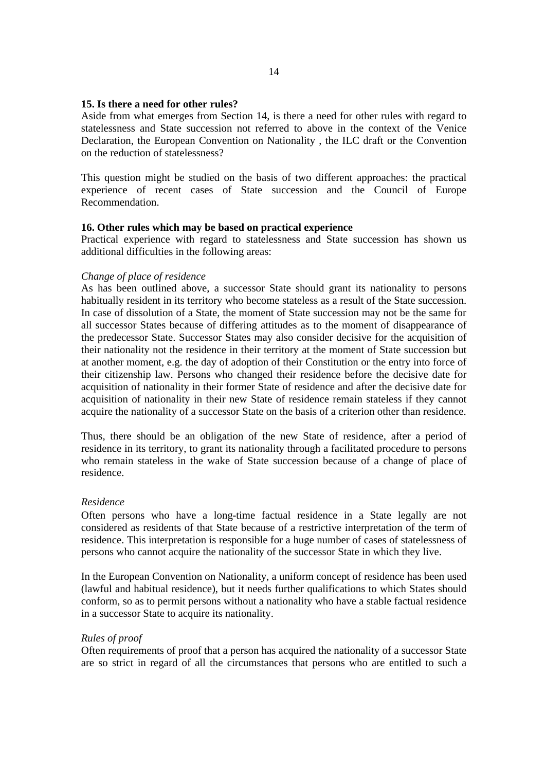**15. Is there a need for other rules?**

Aside from what emerges from Section 14, is there a need for other rules with regard to statelessness and State succession not referred to above in the context of the Venice Declaration, the European Convention on Nationality , the ILC draft or the Convention on the reduction of statelessness?

This question might be studied on the basis of two different approaches: the practical experience of recent cases of State succession and the Council of Europe Recommendation.

**16. Other rules which may be based on practical experience**

Practical experience with regard to statelessness and State succession has shown us additional difficulties in the following areas:

*Change of place of residence*

As has been outlined above, a successor State should grant its nationality to persons habitually resident in its territory who become stateless as a result of the State succession. In case of dissolution of a State, the moment of State succession may not be the same for all successor States because of differing attitudes as to the moment of disappearance of the predecessor State. Successor States may also consider decisive for the acquisition of their nationality not the residence in their territory at the moment of State succession but at another moment, e.g. the day of adoption of their Constitution or the entry into force of their citizenship law. Persons who changed their residence before the decisive date for acquisition of nationality in their former State of residence and after the decisive date for acquisition of nationality in their new State of residence remain stateless if they cannot acquire the nationality of a successor State on the basis of a criterion other than residence.

Thus, there should be an obligation of the new State of residence, after a period of residence in its territory, to grant its nationality through a facilitated procedure to persons who remain stateless in the wake of State succession because of a change of place of residence.

*Residence*

Often persons who have a long-time factual residence in a State legally are not considered as residents of that State because of a restrictive interpretation of the term of residence. This interpretation is responsible for a huge number of cases of statelessness of persons who cannot acquire the nationality of the successor State in which they live.

In the European Convention on Nationality, a uniform concept of residence has been used (lawful and habitual residence), but it needs further qualifications to which States should conform, so as to permit persons without a nationality who have a stable factual residence in a successor State to acquire its nationality.

*Rules of proof*

Often requirements of proof that a person has acquired the nationality of a successor State are so strict in regard of all the circumstances that persons who are entitled to such a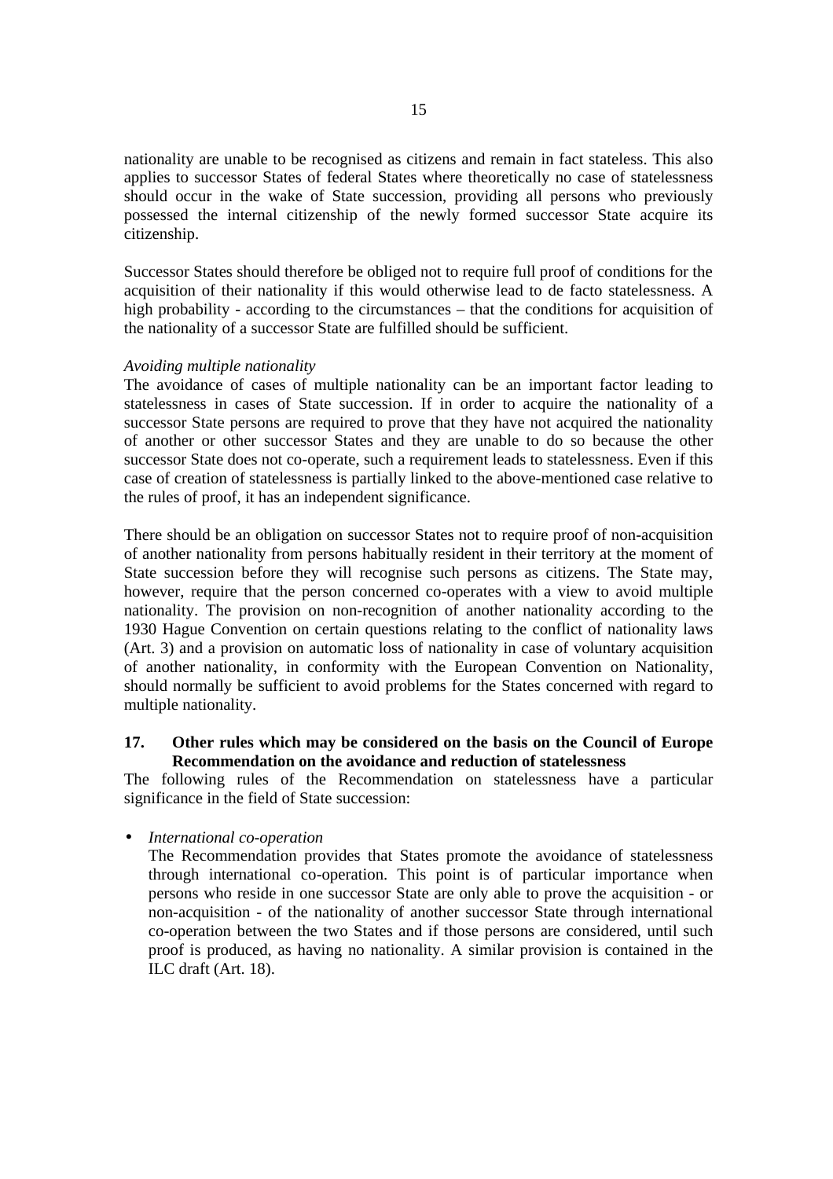nationality are unable to be recognised as citizens and remain in fact stateless. This also applies to successor States of federal States where theoretically no case of statelessness should occur in the wake of State succession, providing all persons who previously possessed the internal citizenship of the newly formed successor State acquire its citizenship.

Successor States should therefore be obliged not to require full proof of conditions for the acquisition of their nationality if this would otherwise lead to de facto statelessness. A high probability - according to the circumstances – that the conditions for acquisition of the nationality of a successor State are fulfilled should be sufficient.

*Avoiding multiple nationality*

The avoidance of cases of multiple nationality can be an important factor leading to statelessness in cases of State succession. If in order to acquire the nationality of a successor State persons are required to prove that they have not acquired the nationality of another or other successor States and they are unable to do so because the other successor State does not co-operate, such a requirement leads to statelessness. Even if this case of creation of statelessness is partially linked to the above-mentioned case relative to the rules of proof, it has an independent significance.

There should be an obligation on successor States not to require proof of non-acquisition of another nationality from persons habitually resident in their territory at the moment of State succession before they will recognise such persons as citizens. The State may, however, require that the person concerned co-operates with a view to avoid multiple nationality. The provision on non-recognition of another nationality according to the 1930 Hague Convention on certain questions relating to the conflict of nationality laws (Art. 3) and a provision on automatic loss of nationality in case of voluntary acquisition of another nationality, in conformity with the European Convention on Nationality, should normally be sufficient to avoid problems for the States concerned with regard to multiple nationality.

### 17. Other rules which may be considered on the basis on the Council of Europe Recommendation on the avoidance and reduction of statelessness

The following rules of the Recommendation on statelessness have a particular significance in the field of State succession:

- *International co-operation*

  The Recommendation provides that States promote the avoidance of statelessness through international co-operation. This point is of particular importance when persons who reside in one successor State are only able to prove the acquisition - or non-acquisition - of the nationality of another successor State through international co-operation between the two States and if those persons are considered, until such proof is produced, as having no nationality. A similar provision is contained in the ILC draft (Art. 18).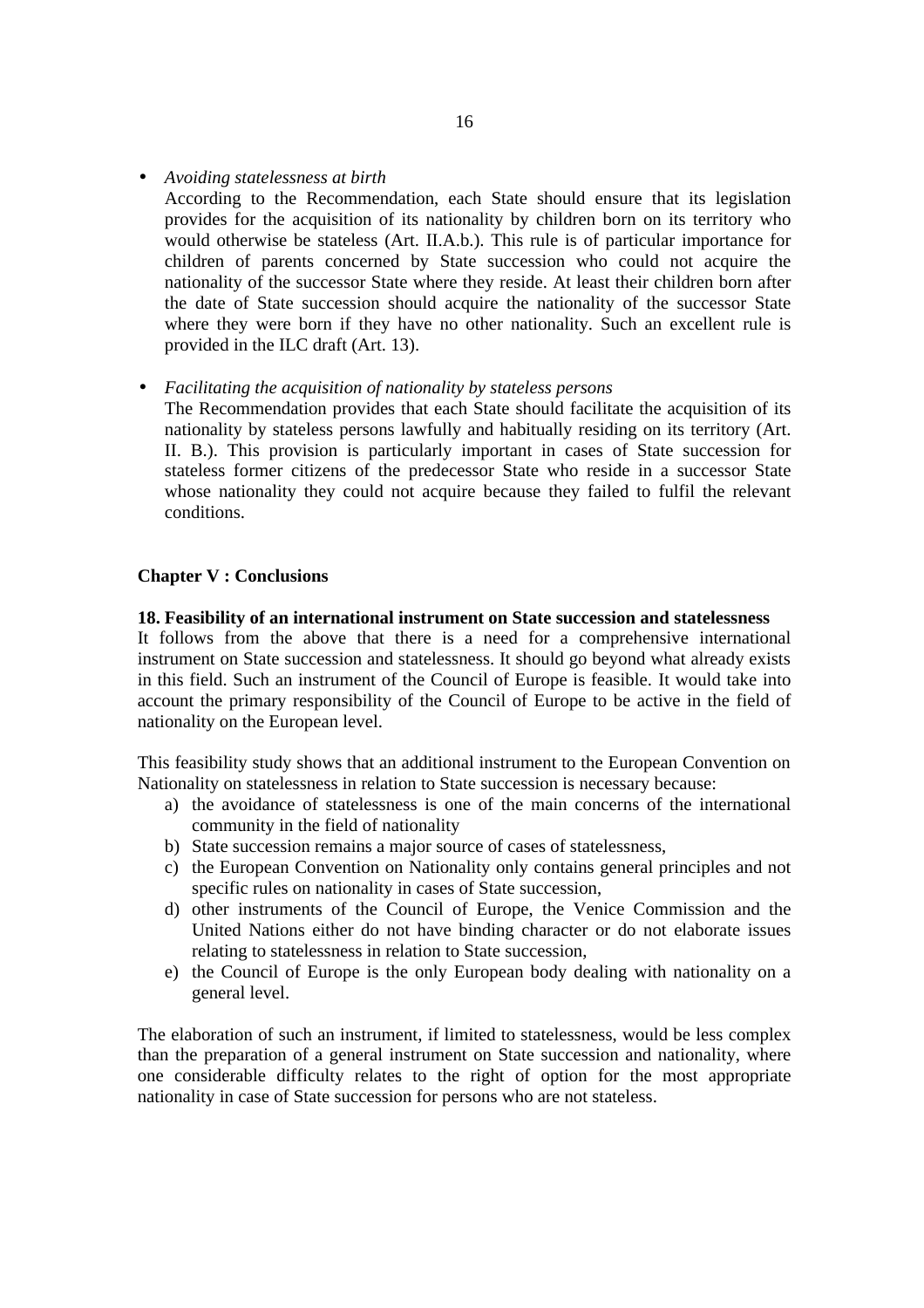- *Avoiding statelessness at birth*

  According to the Recommendation, each State should ensure that its legislation provides for the acquisition of its nationality by children born on its territory who would otherwise be stateless (Art. II.A.b.). This rule is of particular importance for children of parents concerned by State succession who could not acquire the nationality of the successor State where they reside. At least their children born after the date of State succession should acquire the nationality of the successor State where they were born if they have no other nationality. Such an excellent rule is provided in the ILC draft (Art. 13).

- *Facilitating the acquisition of nationality by stateless persons*

  The Recommendation provides that each State should facilitate the acquisition of its nationality by stateless persons lawfully and habitually residing on its territory (Art. II. B.). This provision is particularly important in cases of State succession for stateless former citizens of the predecessor State who reside in a successor State whose nationality they could not acquire because they failed to fulfil the relevant conditions.

## Chapter V : Conclusions

### 18. Feasibility of an international instrument on State succession and statelessness

It follows from the above that there is a need for a comprehensive international instrument on State succession and statelessness. It should go beyond what already exists in this field. Such an instrument of the Council of Europe is feasible. It would take into account the primary responsibility of the Council of Europe to be active in the field of nationality on the European level.

This feasibility study shows that an additional instrument to the European Convention on Nationality on statelessness in relation to State succession is necessary because:

a) the avoidance of statelessness is one of the main concerns of the international community in the field of nationality
b) State succession remains a major source of cases of statelessness,
c) the European Convention on Nationality only contains general principles and not specific rules on nationality in cases of State succession,
d) other instruments of the Council of Europe, the Venice Commission and the United Nations either do not have binding character or do not elaborate issues relating to statelessness in relation to State succession,
e) the Council of Europe is the only European body dealing with nationality on a general level.

The elaboration of such an instrument, if limited to statelessness, would be less complex than the preparation of a general instrument on State succession and nationality, where one considerable difficulty relates to the right of option for the most appropriate nationality in case of State succession for persons who are not stateless.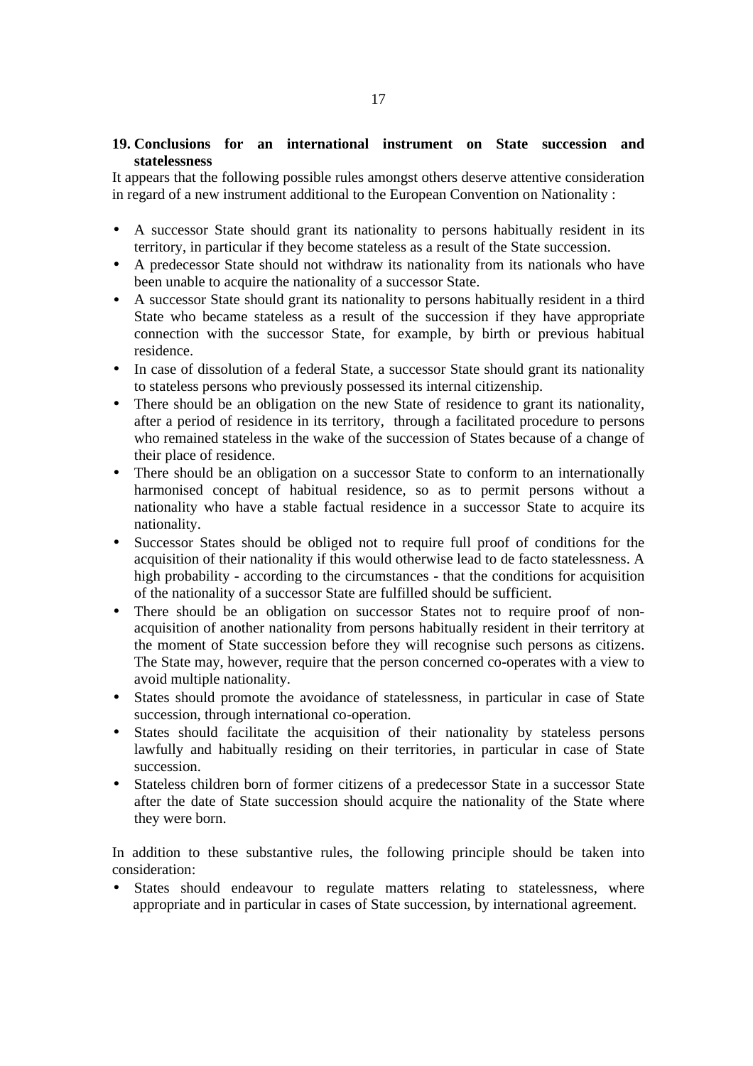## 19. Conclusions for an international instrument on State succession and statelessness

It appears that the following possible rules amongst others deserve attentive consideration in regard of a new instrument additional to the European Convention on Nationality :

- A successor State should grant its nationality to persons habitually resident in its territory, in particular if they become stateless as a result of the State succession.
- A predecessor State should not withdraw its nationality from its nationals who have been unable to acquire the nationality of a successor State.
- A successor State should grant its nationality to persons habitually resident in a third State who became stateless as a result of the succession if they have appropriate connection with the successor State, for example, by birth or previous habitual residence.
- In case of dissolution of a federal State, a successor State should grant its nationality to stateless persons who previously possessed its internal citizenship.
- There should be an obligation on the new State of residence to grant its nationality, after a period of residence in its territory, through a facilitated procedure to persons who remained stateless in the wake of the succession of States because of a change of their place of residence.
- There should be an obligation on a successor State to conform to an internationally harmonised concept of habitual residence, so as to permit persons without a nationality who have a stable factual residence in a successor State to acquire its nationality.
- Successor States should be obliged not to require full proof of conditions for the acquisition of their nationality if this would otherwise lead to de facto statelessness. A high probability - according to the circumstances - that the conditions for acquisition of the nationality of a successor State are fulfilled should be sufficient.
- There should be an obligation on successor States not to require proof of non-acquisition of another nationality from persons habitually resident in their territory at the moment of State succession before they will recognise such persons as citizens. The State may, however, require that the person concerned co-operates with a view to avoid multiple nationality.
- States should promote the avoidance of statelessness, in particular in case of State succession, through international co-operation.
- States should facilitate the acquisition of their nationality by stateless persons lawfully and habitually residing on their territories, in particular in case of State succession.
- Stateless children born of former citizens of a predecessor State in a successor State after the date of State succession should acquire the nationality of the State where they were born.

In addition to these substantive rules, the following principle should be taken into consideration:

- States should endeavour to regulate matters relating to statelessness, where appropriate and in particular in cases of State succession, by international agreement.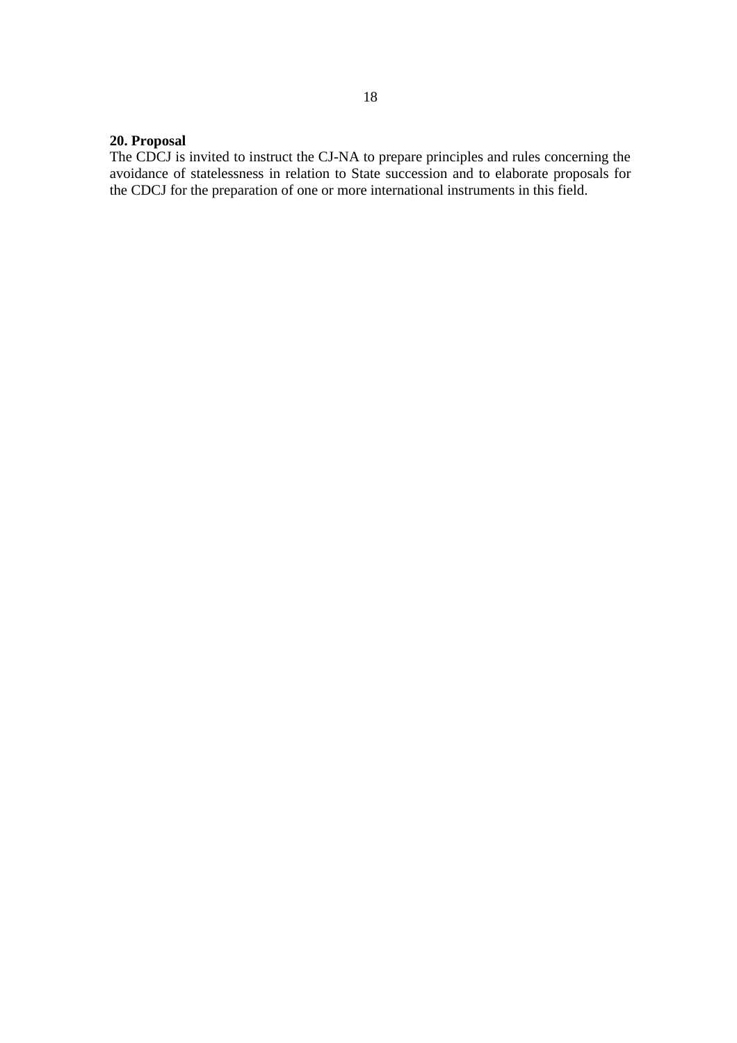**20. Proposal**

The CDCJ is invited to instruct the CJ-NA to prepare principles and rules concerning the avoidance of statelessness in relation to State succession and to elaborate proposals for the CDCJ for the preparation of one or more international instruments in this field.